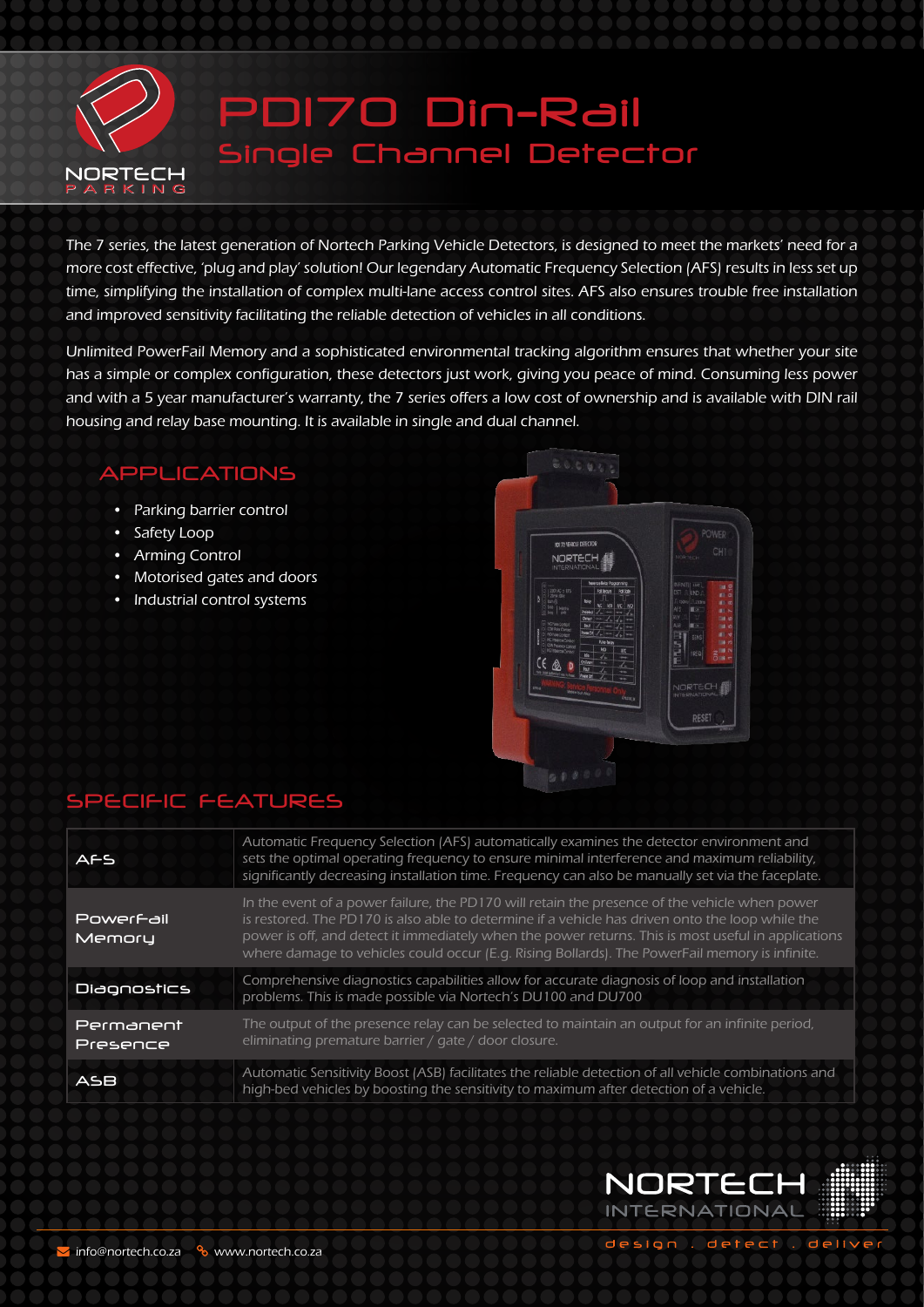# PD170 Din-Rail
## Single Channel Detector

The 7 series, the latest generation of Nortech Parking Vehicle Detectors, is designed to meet the markets' need for a more cost effective, 'plug and play' solution! Our legendary Automatic Frequency Selection (AFS) results in less set up time, simplifying the installation of complex multi-lane access control sites. AFS also ensures trouble free installation and improved sensitivity facilitating the reliable detection of vehicles in all conditions.

Unlimited PowerFail Memory and a sophisticated environmental tracking algorithm ensures that whether your site has a simple or complex configuration, these detectors just work, giving you peace of mind. Consuming less power and with a 5 year manufacturer's warranty, the 7 series offers a low cost of ownership and is available with DIN rail housing and relay base mounting. It is available in single and dual channel.

## APPLICATIONS

- Parking barrier control
- Safety Loop
- Arming Control
- Motorised gates and doors
- Industrial control systems

## SPECIFIC FEATURES

| | |
|---|---|
| AFS | Automatic Frequency Selection (AFS) automatically examines the detector environment and sets the optimal operating frequency to ensure minimal interference and maximum reliability, significantly decreasing installation time. Frequency can also be manually set via the faceplate. |
| PowerFail Memory | In the event of a power failure, the PD170 will retain the presence of the vehicle when power is restored. The PD170 is also able to determine if a vehicle has driven onto the loop while the power is off, and detect it immediately when the power returns. This is most useful in applications where damage to vehicles could occur (E.g. Rising Bollards). The PowerFail memory is infinite. |
| Diagnostics | Comprehensive diagnostics capabilities allow for accurate diagnosis of loop and installation problems. This is made possible via Nortech's DU100 and DU700 |
| Permanent Presence | The output of the presence relay can be selected to maintain an output for an infinite period, eliminating premature barrier / gate / door closure. |
| ASB | Automatic Sensitivity Boost (ASB) facilitates the reliable detection of all vehicle combinations and high-bed vehicles by boosting the sensitivity to maximum after detection of a vehicle. |

info@nortech.co.za www.nortech.co.za

NORTECH INTERNATIONAL design . detect . deliver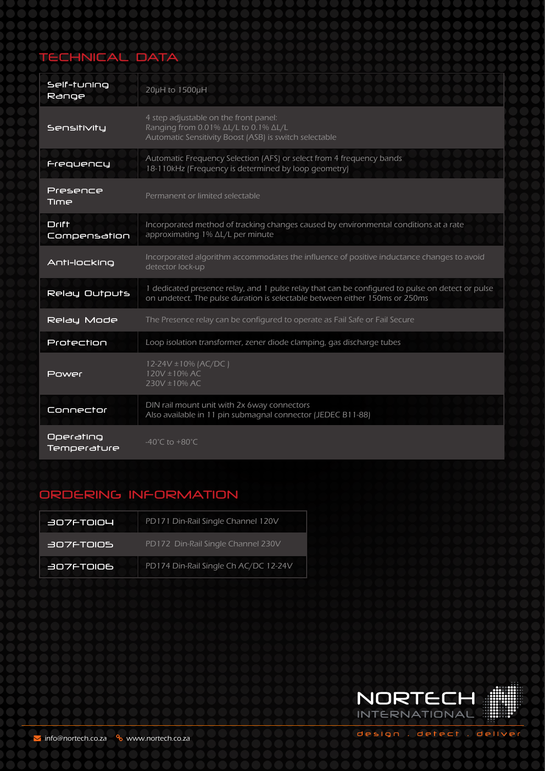## TECHNICAL DATA

| | |
|---|---|
| Self-tuning Range | 20µH to 1500µH |
| Sensitivity | 4 step adjustable on the front panel:<br>Ranging from 0.01% ΔL/L to 0.1% ΔL/L<br>Automatic Sensitivity Boost (ASB) is switch selectable |
| Frequency | Automatic Frequency Selection (AFS) or select from 4 frequency bands<br>18-110kHz (Frequency is determined by loop geometry) |
| Presence Time | Permanent or limited selectable |
| Drift Compensation | Incorporated method of tracking changes caused by environmental conditions at a rate approximating 1% ΔL/L per minute |
| Anti-locking | Incorporated algorithm accommodates the influence of positive inductance changes to avoid detector lock-up |
| Relay Outputs | 1 dedicated presence relay, and 1 pulse relay that can be configured to pulse on detect or pulse on undetect. The pulse duration is selectable between either 150ms or 250ms |
| Relay Mode | The Presence relay can be configured to operate as Fail Safe or Fail Secure |
| Protection | Loop isolation transformer, zener diode clamping, gas discharge tubes |
| Power | 12-24V ±10% (AC/DC )<br>120V ±10% AC<br>230V ±10% AC |
| Connector | DIN rail mount unit with 2x 6way connectors<br>Also available in 11 pin submagnal connector (JEDEC B11-88) |
| Operating Temperature | -40°C to +80°C |

## ORDERING INFORMATION

| | |
|---|---|
| 307FT0104 | PD171 Din-Rail Single Channel 120V |
| 307FT0105 | PD172 Din-Rail Single Channel 230V |
| 307FT0106 | PD174 Din-Rail Single Ch AC/DC 12-24V |

NORTECH INTERNATIONAL

design . detect . deliver

info@nortech.co.za www.nortech.co.za